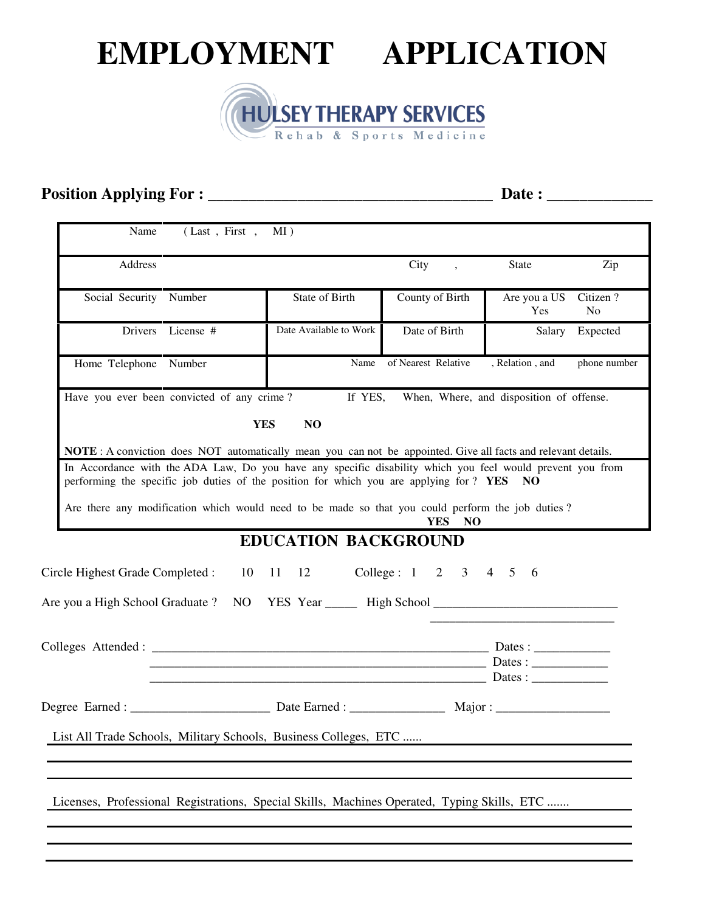# EMPLOYMENT APPLICATION

HULSEY THERAPY SERVICES

Rehab & Sports Medicine

**Position Applying For :** ____________________________________ **Date :** _____________

| Name ( Last , First , MI ) | | | |
|---|---|---|---|
| Address | City , | State | Zip |
| Social Security Number | State of Birth | County of Birth | Are you a US Citizen ? Yes No |
| Drivers License # | Date Available to Work | Date of Birth | Salary Expected |
| Home Telephone Number | Name of Nearest Relative , Relation , and phone number | | |

Have you ever been convicted of any crime ? If YES, When, Where, and disposition of offense.

**YES** **NO**

**NOTE** : A conviction does NOT automatically mean you can not be appointed. Give all facts and relevant details.

In Accordance with the ADA Law, Do you have any specific disability which you feel would prevent you from performing the specific job duties of the position for which you are applying for ? **YES** **NO**

Are there any modification which would need to be made so that you could perform the job duties ? **YES** **NO**

## EDUCATION BACKGROUND

Circle Highest Grade Completed : 10 11 12 College : 1 2 3 4 5 6

Are you a High School Graduate ? NO YES Year _____ High School ____________________________

____________________________

Colleges Attended : ____________________________________________________ Dates : ___________

____________________________________________________ Dates : ___________

____________________________________________________ Dates : ___________

Degree Earned : ______________________ Date Earned : ______________ Major : _________________

List All Trade Schools, Military Schools, Business Colleges, ETC ......

______________________________________________________________________________

______________________________________________________________________________

Licenses, Professional Registrations, Special Skills, Machines Operated, Typing Skills, ETC .......

______________________________________________________________________________

______________________________________________________________________________

______________________________________________________________________________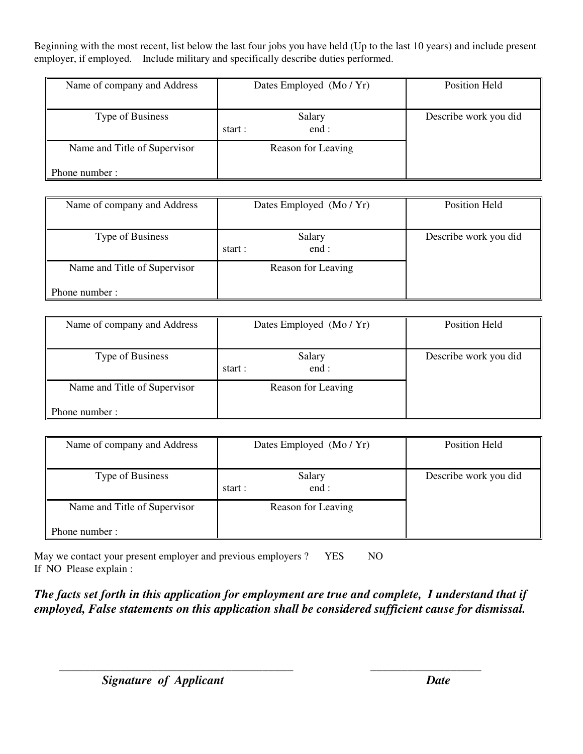Beginning with the most recent, list below the last four jobs you have held (Up to the last 10 years) and include present employer, if employed. Include military and specifically describe duties performed.

| Name of company and Address | Dates Employed (Mo / Yr) | Position Held |
|---|---|---|
| Type of Business | Salary<br>start : end : | Describe work you did |
| Name and Title of Supervisor<br><br>Phone number : | Reason for Leaving | |

| Name of company and Address | Dates Employed (Mo / Yr) | Position Held |
|---|---|---|
| Type of Business | Salary<br>start : end : | Describe work you did |
| Name and Title of Supervisor<br><br>Phone number : | Reason for Leaving | |

| Name of company and Address | Dates Employed (Mo / Yr) | Position Held |
|---|---|---|
| Type of Business | Salary<br>start : end : | Describe work you did |
| Name and Title of Supervisor<br><br>Phone number : | Reason for Leaving | |

| Name of company and Address | Dates Employed (Mo / Yr) | Position Held |
|---|---|---|
| Type of Business | Salary<br>start : end : | Describe work you did |
| Name and Title of Supervisor<br><br>Phone number : | Reason for Leaving | |

May we contact your present employer and previous employers ? YES NO

If NO Please explain :

***The facts set forth in this application for employment are true and complete, I understand that if employed, False statements on this application shall be considered sufficient cause for dismissal.***

___________________________________________ ____________________

***Signature of Applicant*** ***Date***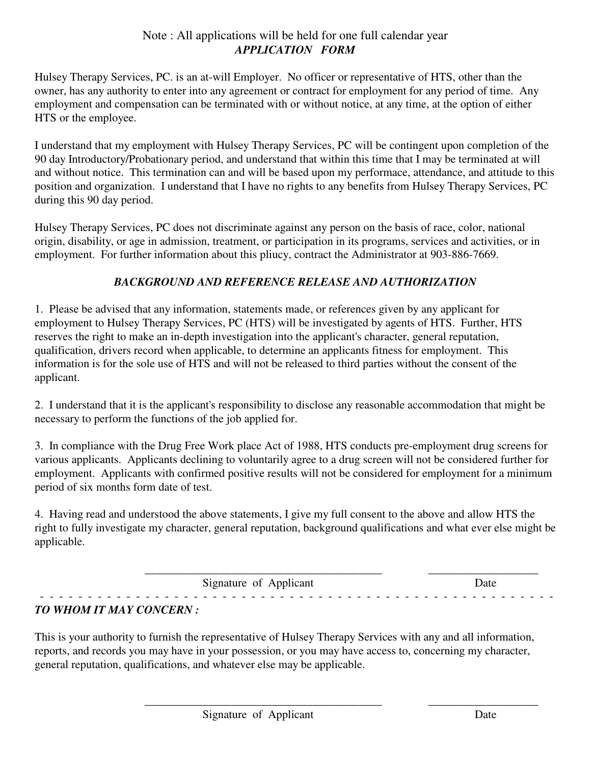Note : All applications will be held for one full calendar year

***APPLICATION FORM***

Hulsey Therapy Services, PC. is an at-will Employer. No officer or representative of HTS, other than the owner, has any authority to enter into any agreement or contract for employment for any period of time. Any employment and compensation can be terminated with or without notice, at any time, at the option of either HTS or the employee.

I understand that my employment with Hulsey Therapy Services, PC will be contingent upon completion of the 90 day Introductory/Probationary period, and understand that within this time that I may be terminated at will and without notice. This termination can and will be based upon my performace, attendance, and attitude to this position and organization. I understand that I have no rights to any benefits from Hulsey Therapy Services, PC during this 90 day period.

Hulsey Therapy Services, PC does not discriminate against any person on the basis of race, color, national origin, disability, or age in admission, treatment, or participation in its programs, services and activities, or in employment. For further information about this pliucy, contract the Administrator at 903-886-7669.

***BACKGROUND AND REFERENCE RELEASE AND AUTHORIZATION***

1. Please be advised that any information, statements made, or references given by any applicant for employment to Hulsey Therapy Services, PC (HTS) will be investigated by agents of HTS. Further, HTS reserves the right to make an in-depth investigation into the applicant's character, general reputation, qualification, drivers record when applicable, to determine an applicants fitness for employment. This information is for the sole use of HTS and will not be released to third parties without the consent of the applicant.

2. I understand that it is the applicant's responsibility to disclose any reasonable accommodation that might be necessary to perform the functions of the job applied for.

3. In compliance with the Drug Free Work place Act of 1988, HTS conducts pre-employment drug screens for various applicants. Applicants declining to voluntarily agree to a drug screen will not be considered further for employment. Applicants with confirmed positive results will not be considered for employment for a minimum period of six months form date of test.

4. Having read and understood the above statements, I give my full consent to the above and allow HTS the right to fully investigate my character, general reputation, background qualifications and what ever else might be applicable.

\_\_\_\_\_\_\_\_\_\_\_\_\_\_\_\_\_\_\_\_\_\_\_\_\_\_\_\_\_\_\_\_\_\_\_\_\_\_\_\_ \_\_\_\_\_\_\_\_\_\_\_\_\_\_\_\_\_\_\_\_

Signature of Applicant Date

- - - - - - - - - - - - - - - - - - - - - - - - - - - - - - - - - - - - - - - - - - - - - - - - - - - - - - - - - - - -

***TO WHOM IT MAY CONCERN :***

This is your authority to furnish the representative of Hulsey Therapy Services with any and all information, reports, and records you may have in your possession, or you may have access to, concerning my character, general reputation, qualifications, and whatever else may be applicable.

\_\_\_\_\_\_\_\_\_\_\_\_\_\_\_\_\_\_\_\_\_\_\_\_\_\_\_\_\_\_\_\_\_\_\_\_\_\_\_\_ \_\_\_\_\_\_\_\_\_\_\_\_\_\_\_\_\_\_\_\_

Signature of Applicant Date